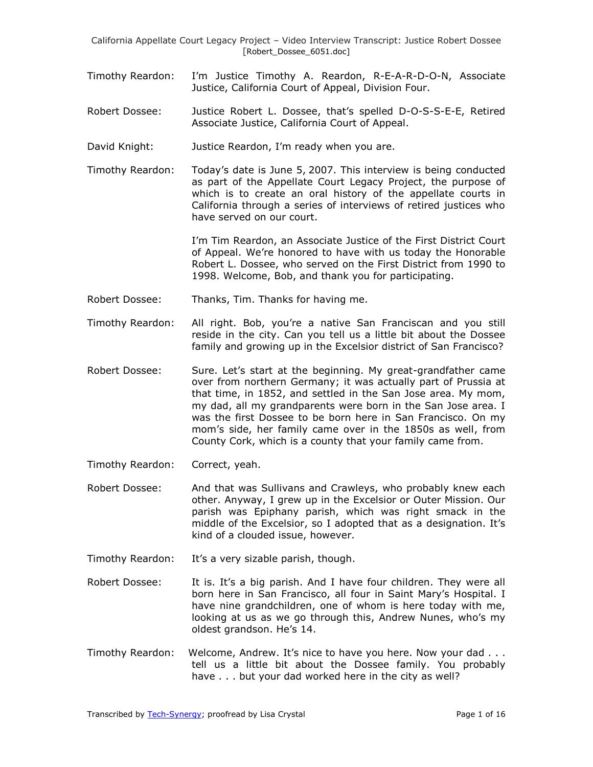Timothy Reardon: I'm Justice Timothy A. Reardon, R-E-A-R-D-O-N, Associate Justice, California Court of Appeal, Division Four.

Robert Dossee: Justice Robert L. Dossee, that's spelled D-O-S-S-E-E, Retired Associate Justice, California Court of Appeal.

David Knight: Justice Reardon, I'm ready when you are.

Timothy Reardon: Today's date is June 5, 2007. This interview is being conducted as part of the Appellate Court Legacy Project, the purpose of which is to create an oral history of the appellate courts in California through a series of interviews of retired justices who have served on our court.

I'm Tim Reardon, an Associate Justice of the First District Court of Appeal. We're honored to have with us today the Honorable Robert L. Dossee, who served on the First District from 1990 to 1998. Welcome, Bob, and thank you for participating.

Robert Dossee: Thanks, Tim. Thanks for having me.

Timothy Reardon: All right. Bob, you're a native San Franciscan and you still reside in the city. Can you tell us a little bit about the Dossee family and growing up in the Excelsior district of San Francisco?

Robert Dossee: Sure. Let's start at the beginning. My great-grandfather came over from northern Germany; it was actually part of Prussia at that time, in 1852, and settled in the San Jose area. My mom, my dad, all my grandparents were born in the San Jose area. I was the first Dossee to be born here in San Francisco. On my mom's side, her family came over in the 1850s as well, from County Cork, which is a county that your family came from.

Timothy Reardon: Correct, yeah.

Robert Dossee: And that was Sullivans and Crawleys, who probably knew each other. Anyway, I grew up in the Excelsior or Outer Mission. Our parish was Epiphany parish, which was right smack in the middle of the Excelsior, so I adopted that as a designation. It's kind of a clouded issue, however.

Timothy Reardon: It's a very sizable parish, though.

Robert Dossee: It is. It's a big parish. And I have four children. They were all born here in San Francisco, all four in Saint Mary's Hospital. I have nine grandchildren, one of whom is here today with me, looking at us as we go through this, Andrew Nunes, who's my oldest grandson. He's 14.

Timothy Reardon: Welcome, Andrew. It's nice to have you here. Now your dad . . . tell us a little bit about the Dossee family. You probably have . . . but your dad worked here in the city as well?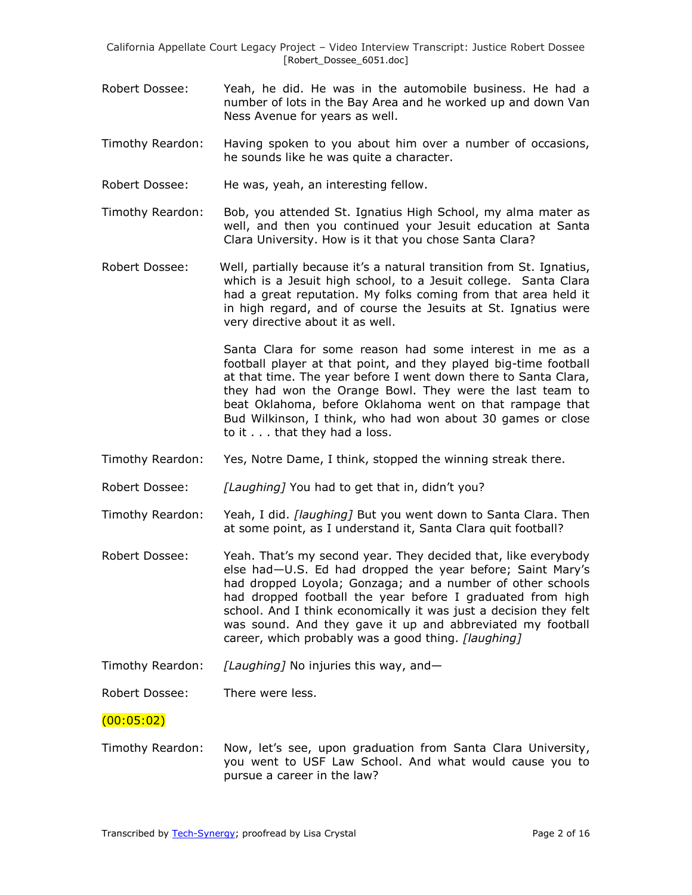Robert Dossee: Yeah, he did. He was in the automobile business. He had a number of lots in the Bay Area and he worked up and down Van Ness Avenue for years as well.

Timothy Reardon: Having spoken to you about him over a number of occasions, he sounds like he was quite a character.

Robert Dossee: He was, yeah, an interesting fellow.

Timothy Reardon: Bob, you attended St. Ignatius High School, my alma mater as well, and then you continued your Jesuit education at Santa Clara University. How is it that you chose Santa Clara?

Robert Dossee: Well, partially because it's a natural transition from St. Ignatius, which is a Jesuit high school, to a Jesuit college. Santa Clara had a great reputation. My folks coming from that area held it in high regard, and of course the Jesuits at St. Ignatius were very directive about it as well.

Santa Clara for some reason had some interest in me as a football player at that point, and they played big-time football at that time. The year before I went down there to Santa Clara, they had won the Orange Bowl. They were the last team to beat Oklahoma, before Oklahoma went on that rampage that Bud Wilkinson, I think, who had won about 30 games or close to it . . . that they had a loss.

Timothy Reardon: Yes, Notre Dame, I think, stopped the winning streak there.

Robert Dossee: *[Laughing]* You had to get that in, didn't you?

Timothy Reardon: Yeah, I did. *[laughing]* But you went down to Santa Clara. Then at some point, as I understand it, Santa Clara quit football?

Robert Dossee: Yeah. That's my second year. They decided that, like everybody else had—U.S. Ed had dropped the year before; Saint Mary's had dropped Loyola; Gonzaga; and a number of other schools had dropped football the year before I graduated from high school. And I think economically it was just a decision they felt was sound. And they gave it up and abbreviated my football career, which probably was a good thing. *[laughing]*

Timothy Reardon: *[Laughing]* No injuries this way, and—

Robert Dossee: There were less.

(00:05:02)

Timothy Reardon: Now, let's see, upon graduation from Santa Clara University, you went to USF Law School. And what would cause you to pursue a career in the law?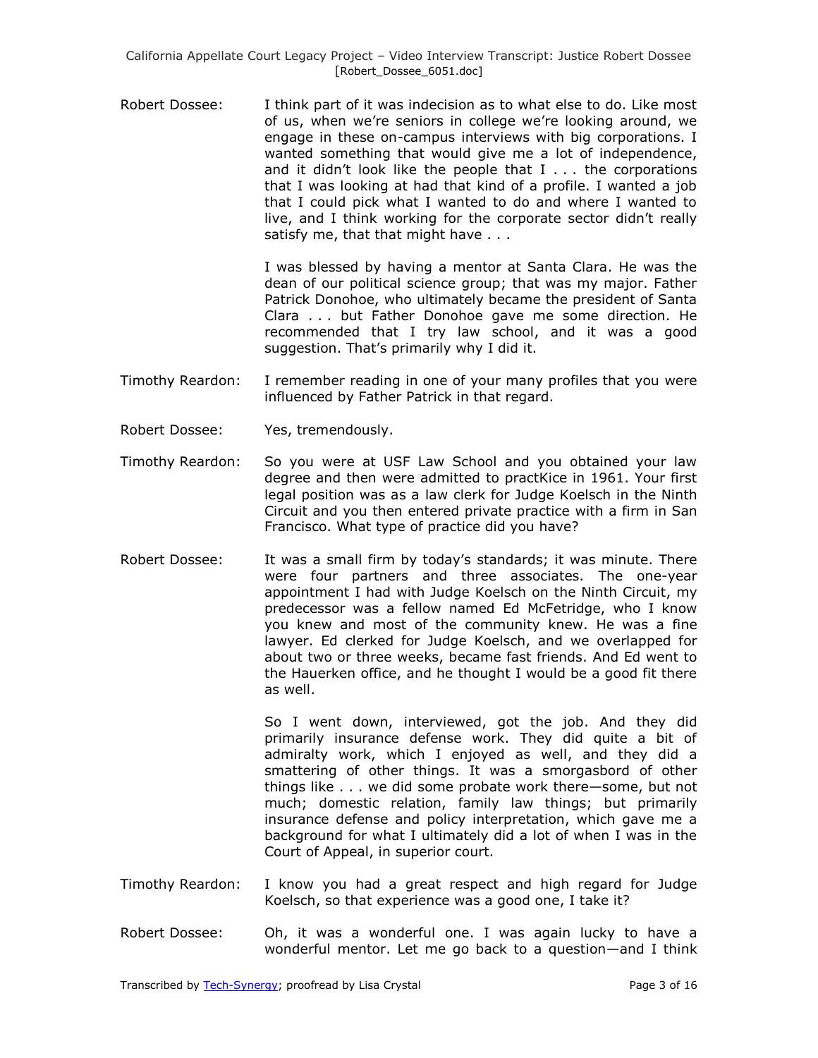Robert Dossee: I think part of it was indecision as to what else to do. Like most of us, when we're seniors in college we're looking around, we engage in these on-campus interviews with big corporations. I wanted something that would give me a lot of independence, and it didn't look like the people that I . . . the corporations that I was looking at had that kind of a profile. I wanted a job that I could pick what I wanted to do and where I wanted to live, and I think working for the corporate sector didn't really satisfy me, that that might have . . .

I was blessed by having a mentor at Santa Clara. He was the dean of our political science group; that was my major. Father Patrick Donohoe, who ultimately became the president of Santa Clara . . . but Father Donohoe gave me some direction. He recommended that I try law school, and it was a good suggestion. That's primarily why I did it.

Timothy Reardon: I remember reading in one of your many profiles that you were influenced by Father Patrick in that regard.

Robert Dossee: Yes, tremendously.

Timothy Reardon: So you were at USF Law School and you obtained your law degree and then were admitted to practKice in 1961. Your first legal position was as a law clerk for Judge Koelsch in the Ninth Circuit and you then entered private practice with a firm in San Francisco. What type of practice did you have?

Robert Dossee: It was a small firm by today's standards; it was minute. There were four partners and three associates. The one-year appointment I had with Judge Koelsch on the Ninth Circuit, my predecessor was a fellow named Ed McFetridge, who I know you knew and most of the community knew. He was a fine lawyer. Ed clerked for Judge Koelsch, and we overlapped for about two or three weeks, became fast friends. And Ed went to the Hauerken office, and he thought I would be a good fit there as well.

So I went down, interviewed, got the job. And they did primarily insurance defense work. They did quite a bit of admiralty work, which I enjoyed as well, and they did a smattering of other things. It was a smorgasbord of other things like . . . we did some probate work there—some, but not much; domestic relation, family law things; but primarily insurance defense and policy interpretation, which gave me a background for what I ultimately did a lot of when I was in the Court of Appeal, in superior court.

Timothy Reardon: I know you had a great respect and high regard for Judge Koelsch, so that experience was a good one, I take it?

Robert Dossee: Oh, it was a wonderful one. I was again lucky to have a wonderful mentor. Let me go back to a question—and I think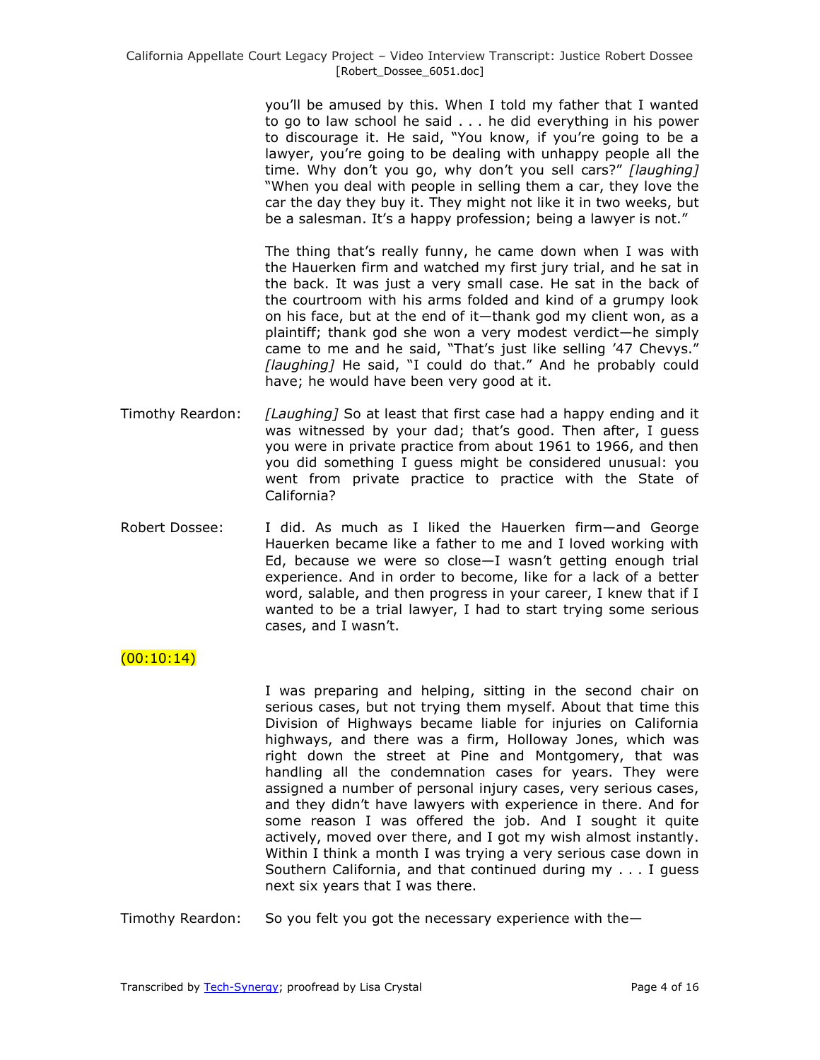you'll be amused by this. When I told my father that I wanted to go to law school he said . . . he did everything in his power to discourage it. He said, "You know, if you're going to be a lawyer, you're going to be dealing with unhappy people all the time. Why don't you go, why don't you sell cars?" *[laughing]* "When you deal with people in selling them a car, they love the car the day they buy it. They might not like it in two weeks, but be a salesman. It's a happy profession; being a lawyer is not."

The thing that's really funny, he came down when I was with the Hauerken firm and watched my first jury trial, and he sat in the back. It was just a very small case. He sat in the back of the courtroom with his arms folded and kind of a grumpy look on his face, but at the end of it—thank god my client won, as a plaintiff; thank god she won a very modest verdict—he simply came to me and he said, "That's just like selling '47 Chevys." *[laughing]* He said, "I could do that." And he probably could have; he would have been very good at it.

Timothy Reardon: *[Laughing]* So at least that first case had a happy ending and it was witnessed by your dad; that's good. Then after, I guess you were in private practice from about 1961 to 1966, and then you did something I guess might be considered unusual: you went from private practice to practice with the State of California?

Robert Dossee: I did. As much as I liked the Hauerken firm—and George Hauerken became like a father to me and I loved working with Ed, because we were so close—I wasn't getting enough trial experience. And in order to become, like for a lack of a better word, salable, and then progress in your career, I knew that if I wanted to be a trial lawyer, I had to start trying some serious cases, and I wasn't.

(00:10:14)

I was preparing and helping, sitting in the second chair on serious cases, but not trying them myself. About that time this Division of Highways became liable for injuries on California highways, and there was a firm, Holloway Jones, which was right down the street at Pine and Montgomery, that was handling all the condemnation cases for years. They were assigned a number of personal injury cases, very serious cases, and they didn't have lawyers with experience in there. And for some reason I was offered the job. And I sought it quite actively, moved over there, and I got my wish almost instantly. Within I think a month I was trying a very serious case down in Southern California, and that continued during my . . . I guess next six years that I was there.

Timothy Reardon: So you felt you got the necessary experience with the—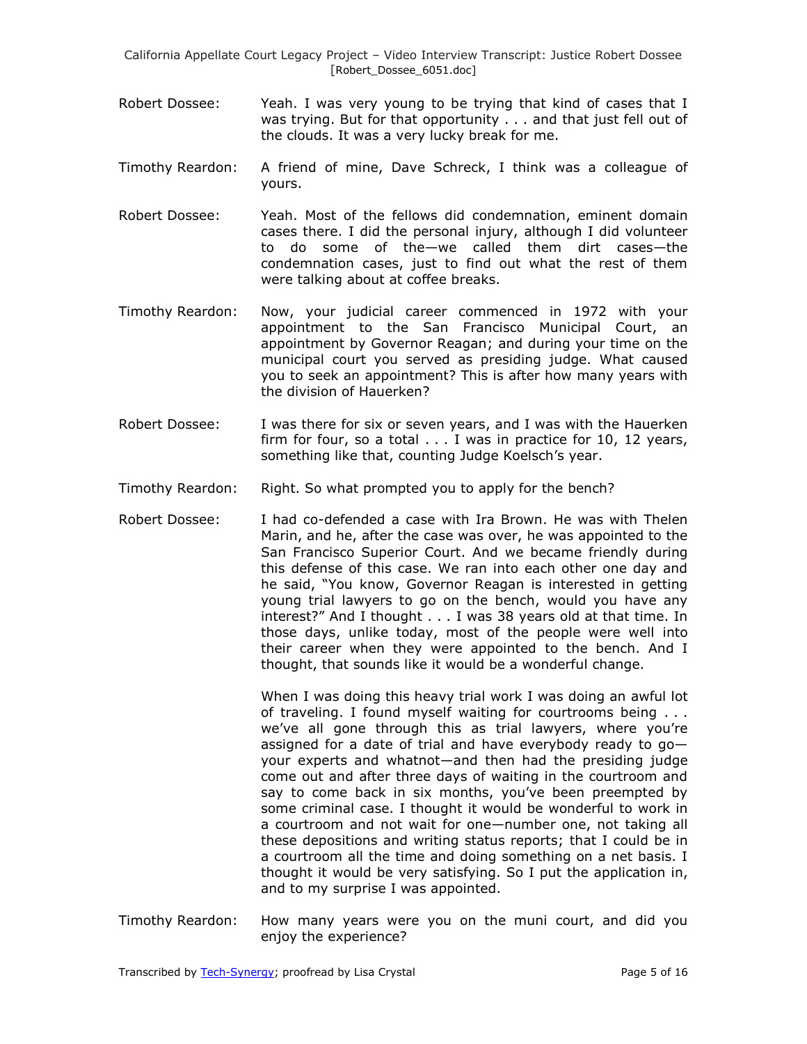Robert Dossee: Yeah. I was very young to be trying that kind of cases that I was trying. But for that opportunity . . . and that just fell out of the clouds. It was a very lucky break for me.

Timothy Reardon: A friend of mine, Dave Schreck, I think was a colleague of yours.

Robert Dossee: Yeah. Most of the fellows did condemnation, eminent domain cases there. I did the personal injury, although I did volunteer to do some of the—we called them dirt cases—the condemnation cases, just to find out what the rest of them were talking about at coffee breaks.

Timothy Reardon: Now, your judicial career commenced in 1972 with your appointment to the San Francisco Municipal Court, an appointment by Governor Reagan; and during your time on the municipal court you served as presiding judge. What caused you to seek an appointment? This is after how many years with the division of Hauerken?

Robert Dossee: I was there for six or seven years, and I was with the Hauerken firm for four, so a total . . . I was in practice for 10, 12 years, something like that, counting Judge Koelsch's year.

Timothy Reardon: Right. So what prompted you to apply for the bench?

Robert Dossee: I had co-defended a case with Ira Brown. He was with Thelen Marin, and he, after the case was over, he was appointed to the San Francisco Superior Court. And we became friendly during this defense of this case. We ran into each other one day and he said, "You know, Governor Reagan is interested in getting young trial lawyers to go on the bench, would you have any interest?" And I thought . . . I was 38 years old at that time. In those days, unlike today, most of the people were well into their career when they were appointed to the bench. And I thought, that sounds like it would be a wonderful change.

When I was doing this heavy trial work I was doing an awful lot of traveling. I found myself waiting for courtrooms being . . . we've all gone through this as trial lawyers, where you're assigned for a date of trial and have everybody ready to go—your experts and whatnot—and then had the presiding judge come out and after three days of waiting in the courtroom and say to come back in six months, you've been preempted by some criminal case. I thought it would be wonderful to work in a courtroom and not wait for one—number one, not taking all these depositions and writing status reports; that I could be in a courtroom all the time and doing something on a net basis. I thought it would be very satisfying. So I put the application in, and to my surprise I was appointed.

Timothy Reardon: How many years were you on the muni court, and did you enjoy the experience?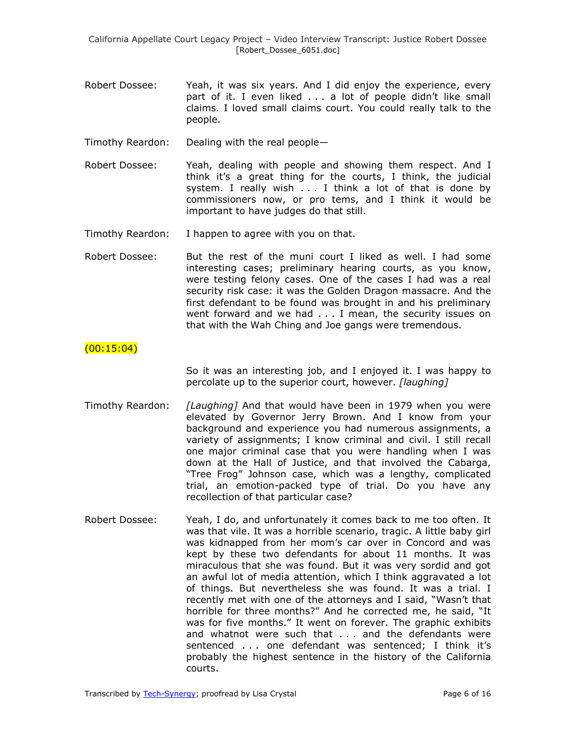Robert Dossee: Yeah, it was six years. And I did enjoy the experience, every part of it. I even liked . . . a lot of people didn't like small claims. I loved small claims court. You could really talk to the people.

Timothy Reardon: Dealing with the real people—

Robert Dossee: Yeah, dealing with people and showing them respect. And I think it's a great thing for the courts, I think, the judicial system. I really wish . . . I think a lot of that is done by commissioners now, or pro tems, and I think it would be important to have judges do that still.

Timothy Reardon: I happen to agree with you on that.

Robert Dossee: But the rest of the muni court I liked as well. I had some interesting cases; preliminary hearing courts, as you know, were testing felony cases. One of the cases I had was a real security risk case: it was the Golden Dragon massacre. And the first defendant to be found was brought in and his preliminary went forward and we had . . . I mean, the security issues on that with the Wah Ching and Joe gangs were tremendous.

(00:15:04)

So it was an interesting job, and I enjoyed it. I was happy to percolate up to the superior court, however. *[laughing]*

Timothy Reardon: *[Laughing]* And that would have been in 1979 when you were elevated by Governor Jerry Brown. And I know from your background and experience you had numerous assignments, a variety of assignments; I know criminal and civil. I still recall one major criminal case that you were handling when I was down at the Hall of Justice, and that involved the Cabarga, "Tree Frog" Johnson case, which was a lengthy, complicated trial, an emotion-packed type of trial. Do you have any recollection of that particular case?

Robert Dossee: Yeah, I do, and unfortunately it comes back to me too often. It was that vile. It was a horrible scenario, tragic. A little baby girl was kidnapped from her mom's car over in Concord and was kept by these two defendants for about 11 months. It was miraculous that she was found. But it was very sordid and got an awful lot of media attention, which I think aggravated a lot of things. But nevertheless she was found. It was a trial. I recently met with one of the attorneys and I said, "Wasn't that horrible for three months?" And he corrected me, he said, "It was for five months." It went on forever. The graphic exhibits and whatnot were such that . . . and the defendants were sentenced . . . one defendant was sentenced; I think it's probably the highest sentence in the history of the California courts.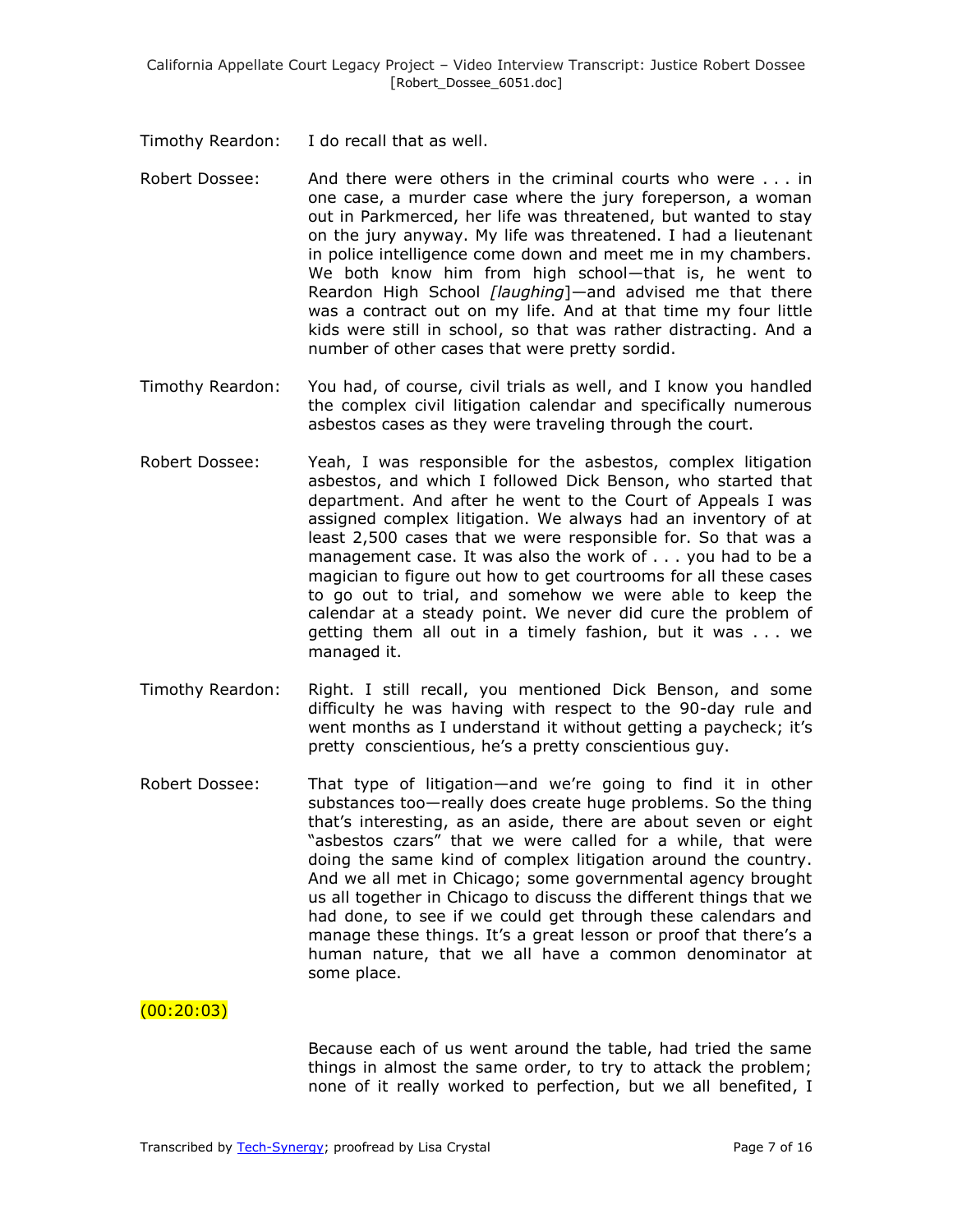Timothy Reardon: I do recall that as well.

Robert Dossee: And there were others in the criminal courts who were . . . in one case, a murder case where the jury foreperson, a woman out in Parkmerced, her life was threatened, but wanted to stay on the jury anyway. My life was threatened. I had a lieutenant in police intelligence come down and meet me in my chambers. We both know him from high school—that is, he went to Reardon High School *[laughing]*—and advised me that there was a contract out on my life. And at that time my four little kids were still in school, so that was rather distracting. And a number of other cases that were pretty sordid.

Timothy Reardon: You had, of course, civil trials as well, and I know you handled the complex civil litigation calendar and specifically numerous asbestos cases as they were traveling through the court.

Robert Dossee: Yeah, I was responsible for the asbestos, complex litigation asbestos, and which I followed Dick Benson, who started that department. And after he went to the Court of Appeals I was assigned complex litigation. We always had an inventory of at least 2,500 cases that we were responsible for. So that was a management case. It was also the work of . . . you had to be a magician to figure out how to get courtrooms for all these cases to go out to trial, and somehow we were able to keep the calendar at a steady point. We never did cure the problem of getting them all out in a timely fashion, but it was . . . we managed it.

Timothy Reardon: Right. I still recall, you mentioned Dick Benson, and some difficulty he was having with respect to the 90-day rule and went months as I understand it without getting a paycheck; it's pretty conscientious, he's a pretty conscientious guy.

Robert Dossee: That type of litigation—and we're going to find it in other substances too—really does create huge problems. So the thing that's interesting, as an aside, there are about seven or eight "asbestos czars" that we were called for a while, that were doing the same kind of complex litigation around the country. And we all met in Chicago; some governmental agency brought us all together in Chicago to discuss the different things that we had done, to see if we could get through these calendars and manage these things. It's a great lesson or proof that there's a human nature, that we all have a common denominator at some place.

(00:20:03)

Because each of us went around the table, had tried the same things in almost the same order, to try to attack the problem; none of it really worked to perfection, but we all benefited, I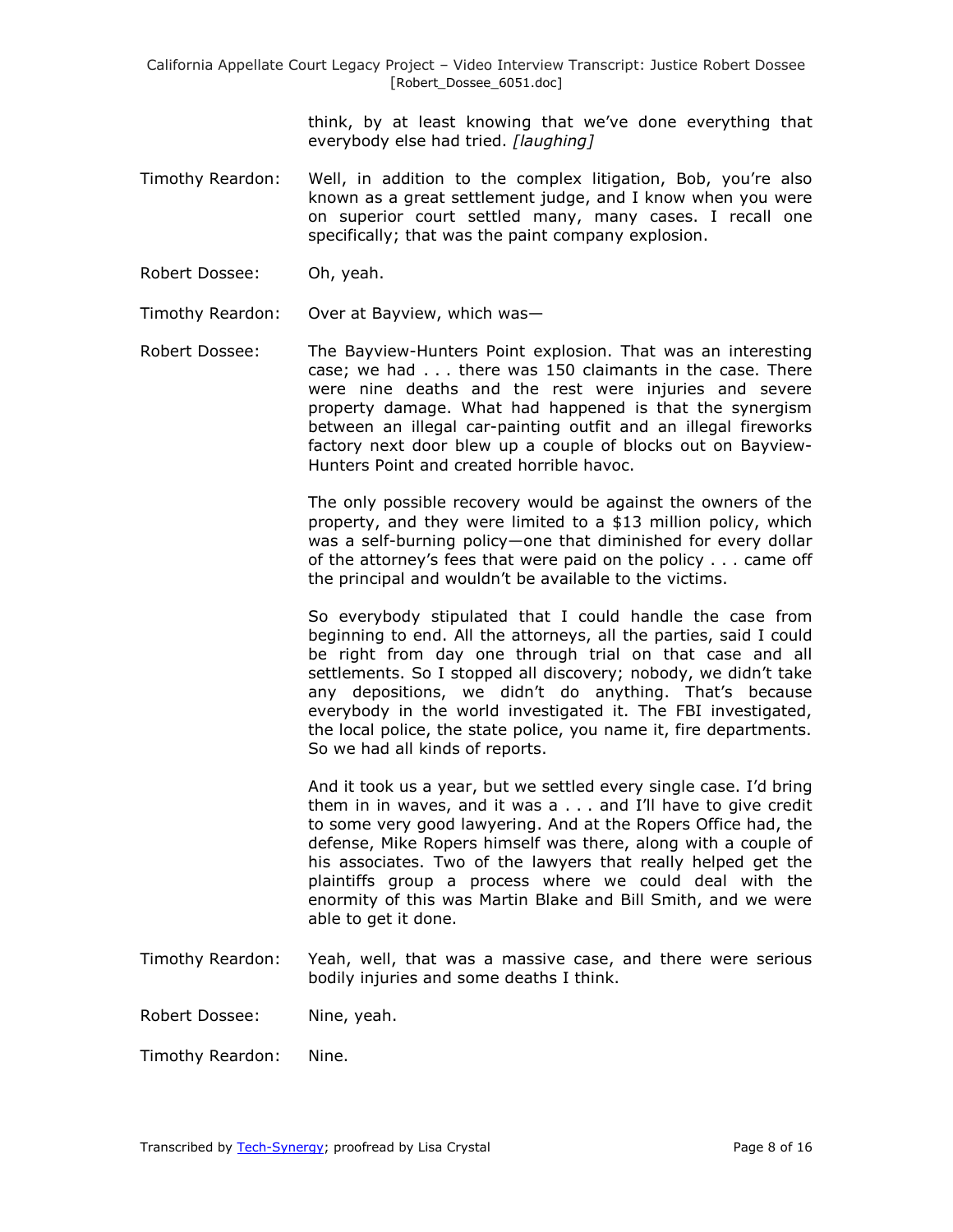think, by at least knowing that we've done everything that everybody else had tried. *[laughing]*

Timothy Reardon: Well, in addition to the complex litigation, Bob, you're also known as a great settlement judge, and I know when you were on superior court settled many, many cases. I recall one specifically; that was the paint company explosion.

Robert Dossee: Oh, yeah.

Timothy Reardon: Over at Bayview, which was—

Robert Dossee: The Bayview-Hunters Point explosion. That was an interesting case; we had . . . there was 150 claimants in the case. There were nine deaths and the rest were injuries and severe property damage. What had happened is that the synergism between an illegal car-painting outfit and an illegal fireworks factory next door blew up a couple of blocks out on Bayview-Hunters Point and created horrible havoc.

The only possible recovery would be against the owners of the property, and they were limited to a $13 million policy, which was a self-burning policy—one that diminished for every dollar of the attorney's fees that were paid on the policy . . . came off the principal and wouldn't be available to the victims.

So everybody stipulated that I could handle the case from beginning to end. All the attorneys, all the parties, said I could be right from day one through trial on that case and all settlements. So I stopped all discovery; nobody, we didn't take any depositions, we didn't do anything. That's because everybody in the world investigated it. The FBI investigated, the local police, the state police, you name it, fire departments. So we had all kinds of reports.

And it took us a year, but we settled every single case. I'd bring them in in waves, and it was a . . . and I'll have to give credit to some very good lawyering. And at the Ropers Office had, the defense, Mike Ropers himself was there, along with a couple of his associates. Two of the lawyers that really helped get the plaintiffs group a process where we could deal with the enormity of this was Martin Blake and Bill Smith, and we were able to get it done.

Timothy Reardon: Yeah, well, that was a massive case, and there were serious bodily injuries and some deaths I think.

Robert Dossee: Nine, yeah.

Timothy Reardon: Nine.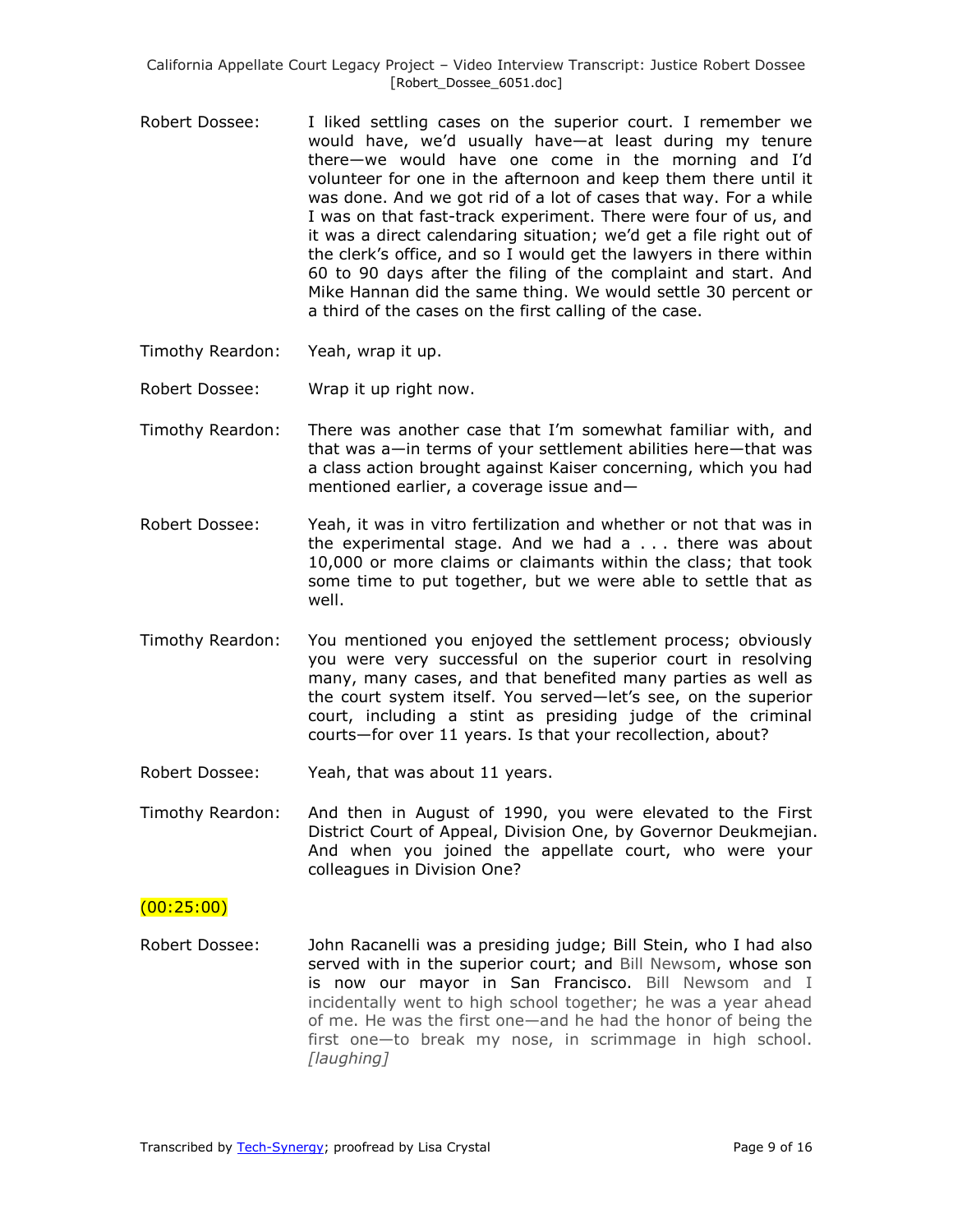Robert Dossee: I liked settling cases on the superior court. I remember we would have, we'd usually have—at least during my tenure there—we would have one come in the morning and I'd volunteer for one in the afternoon and keep them there until it was done. And we got rid of a lot of cases that way. For a while I was on that fast-track experiment. There were four of us, and it was a direct calendaring situation; we'd get a file right out of the clerk's office, and so I would get the lawyers in there within 60 to 90 days after the filing of the complaint and start. And Mike Hannan did the same thing. We would settle 30 percent or a third of the cases on the first calling of the case.

Timothy Reardon: Yeah, wrap it up.

Robert Dossee: Wrap it up right now.

Timothy Reardon: There was another case that I'm somewhat familiar with, and that was a—in terms of your settlement abilities here—that was a class action brought against Kaiser concerning, which you had mentioned earlier, a coverage issue and—

Robert Dossee: Yeah, it was in vitro fertilization and whether or not that was in the experimental stage. And we had a . . . there was about 10,000 or more claims or claimants within the class; that took some time to put together, but we were able to settle that as well.

Timothy Reardon: You mentioned you enjoyed the settlement process; obviously you were very successful on the superior court in resolving many, many cases, and that benefited many parties as well as the court system itself. You served—let's see, on the superior court, including a stint as presiding judge of the criminal courts—for over 11 years. Is that your recollection, about?

Robert Dossee: Yeah, that was about 11 years.

Timothy Reardon: And then in August of 1990, you were elevated to the First District Court of Appeal, Division One, by Governor Deukmejian. And when you joined the appellate court, who were your colleagues in Division One?

(00:25:00)

Robert Dossee: John Racanelli was a presiding judge; Bill Stein, who I had also served with in the superior court; and Bill Newsom, whose son is now our mayor in San Francisco. Bill Newsom and I incidentally went to high school together; he was a year ahead of me. He was the first one—and he had the honor of being the first one—to break my nose, in scrimmage in high school. *[laughing]*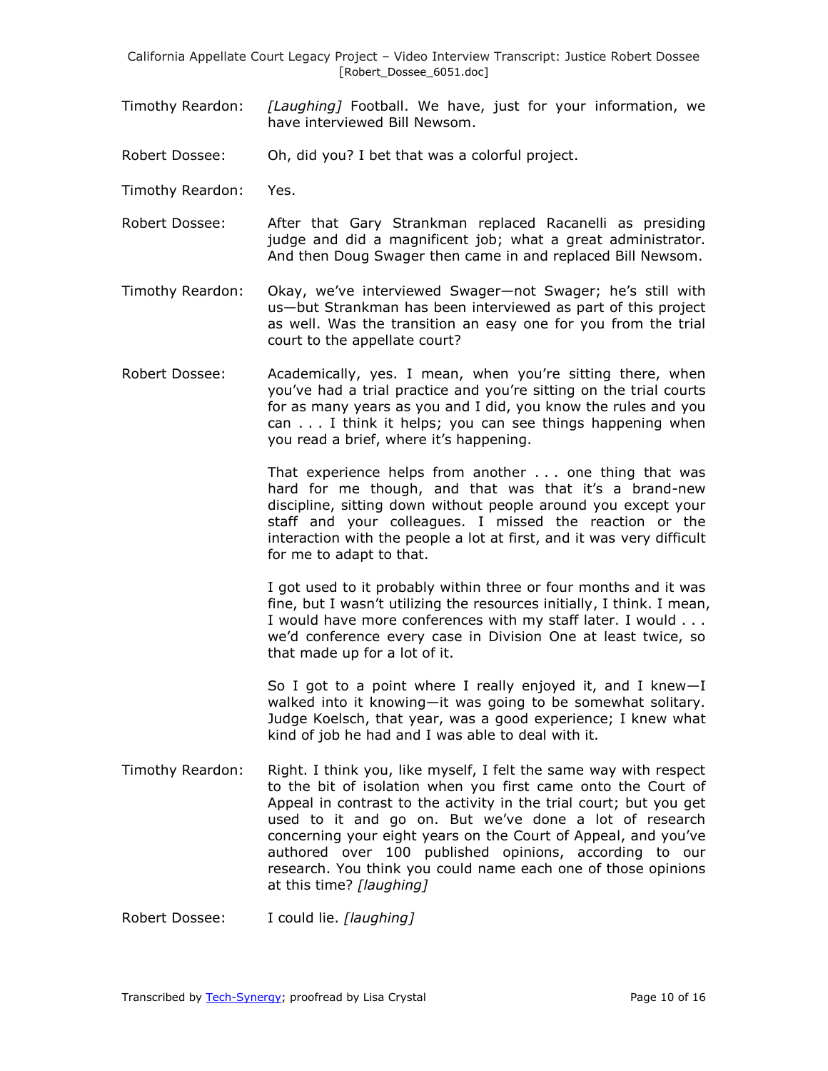Timothy Reardon: *[Laughing]* Football. We have, just for your information, we have interviewed Bill Newsom.

Robert Dossee: Oh, did you? I bet that was a colorful project.

Timothy Reardon: Yes.

Robert Dossee: After that Gary Strankman replaced Racanelli as presiding judge and did a magnificent job; what a great administrator. And then Doug Swager then came in and replaced Bill Newsom.

Timothy Reardon: Okay, we've interviewed Swager—not Swager; he's still with us—but Strankman has been interviewed as part of this project as well. Was the transition an easy one for you from the trial court to the appellate court?

Robert Dossee: Academically, yes. I mean, when you're sitting there, when you've had a trial practice and you're sitting on the trial courts for as many years as you and I did, you know the rules and you can . . . I think it helps; you can see things happening when you read a brief, where it's happening.

That experience helps from another . . . one thing that was hard for me though, and that was that it's a brand-new discipline, sitting down without people around you except your staff and your colleagues. I missed the reaction or the interaction with the people a lot at first, and it was very difficult for me to adapt to that.

I got used to it probably within three or four months and it was fine, but I wasn't utilizing the resources initially, I think. I mean, I would have more conferences with my staff later. I would . . . we'd conference every case in Division One at least twice, so that made up for a lot of it.

So I got to a point where I really enjoyed it, and I knew—I walked into it knowing—it was going to be somewhat solitary. Judge Koelsch, that year, was a good experience; I knew what kind of job he had and I was able to deal with it.

Timothy Reardon: Right. I think you, like myself, I felt the same way with respect to the bit of isolation when you first came onto the Court of Appeal in contrast to the activity in the trial court; but you get used to it and go on. But we've done a lot of research concerning your eight years on the Court of Appeal, and you've authored over 100 published opinions, according to our research. You think you could name each one of those opinions at this time? *[laughing]*

Robert Dossee: I could lie. *[laughing]*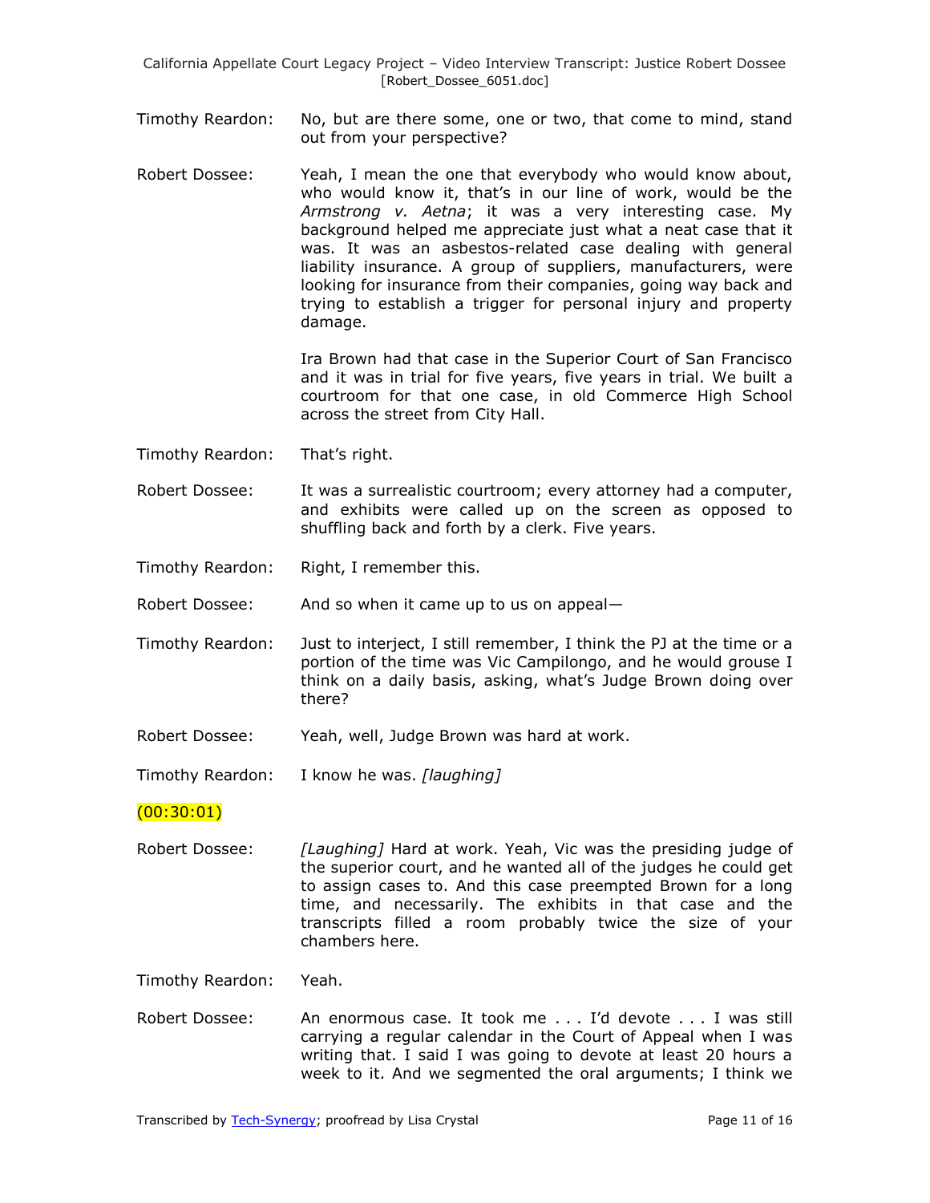Timothy Reardon: No, but are there some, one or two, that come to mind, stand out from your perspective?

Robert Dossee: Yeah, I mean the one that everybody who would know about, who would know it, that's in our line of work, would be the *Armstrong v. Aetna*; it was a very interesting case. My background helped me appreciate just what a neat case that it was. It was an asbestos-related case dealing with general liability insurance. A group of suppliers, manufacturers, were looking for insurance from their companies, going way back and trying to establish a trigger for personal injury and property damage.

Ira Brown had that case in the Superior Court of San Francisco and it was in trial for five years, five years in trial. We built a courtroom for that one case, in old Commerce High School across the street from City Hall.

Timothy Reardon: That's right.

Robert Dossee: It was a surrealistic courtroom; every attorney had a computer, and exhibits were called up on the screen as opposed to shuffling back and forth by a clerk. Five years.

Timothy Reardon: Right, I remember this.

Robert Dossee: And so when it came up to us on appeal—

Timothy Reardon: Just to interject, I still remember, I think the PJ at the time or a portion of the time was Vic Campilongo, and he would grouse I think on a daily basis, asking, what's Judge Brown doing over there?

Robert Dossee: Yeah, well, Judge Brown was hard at work.

Timothy Reardon: I know he was. *[laughing]*

(00:30:01)

Robert Dossee: *[Laughing]* Hard at work. Yeah, Vic was the presiding judge of the superior court, and he wanted all of the judges he could get to assign cases to. And this case preempted Brown for a long time, and necessarily. The exhibits in that case and the transcripts filled a room probably twice the size of your chambers here.

Timothy Reardon: Yeah.

Robert Dossee: An enormous case. It took me . . . I'd devote . . . I was still carrying a regular calendar in the Court of Appeal when I was writing that. I said I was going to devote at least 20 hours a week to it. And we segmented the oral arguments; I think we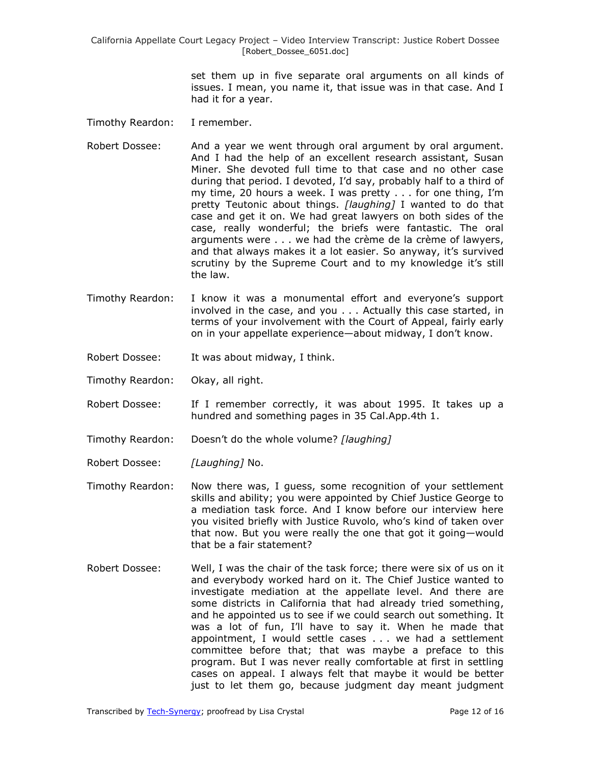set them up in five separate oral arguments on all kinds of issues. I mean, you name it, that issue was in that case. And I had it for a year.

Timothy Reardon: I remember.

Robert Dossee: And a year we went through oral argument by oral argument. And I had the help of an excellent research assistant, Susan Miner. She devoted full time to that case and no other case during that period. I devoted, I'd say, probably half to a third of my time, 20 hours a week. I was pretty . . . for one thing, I'm pretty Teutonic about things. *[laughing]* I wanted to do that case and get it on. We had great lawyers on both sides of the case, really wonderful; the briefs were fantastic. The oral arguments were . . . we had the crème de la crème of lawyers, and that always makes it a lot easier. So anyway, it's survived scrutiny by the Supreme Court and to my knowledge it's still the law.

Timothy Reardon: I know it was a monumental effort and everyone's support involved in the case, and you . . . Actually this case started, in terms of your involvement with the Court of Appeal, fairly early on in your appellate experience—about midway, I don't know.

Robert Dossee: It was about midway, I think.

Timothy Reardon: Okay, all right.

Robert Dossee: If I remember correctly, it was about 1995. It takes up a hundred and something pages in 35 Cal.App.4th 1.

Timothy Reardon: Doesn't do the whole volume? *[laughing]*

Robert Dossee: *[Laughing]* No.

Timothy Reardon: Now there was, I guess, some recognition of your settlement skills and ability; you were appointed by Chief Justice George to a mediation task force. And I know before our interview here you visited briefly with Justice Ruvolo, who's kind of taken over that now. But you were really the one that got it going—would that be a fair statement?

Robert Dossee: Well, I was the chair of the task force; there were six of us on it and everybody worked hard on it. The Chief Justice wanted to investigate mediation at the appellate level. And there are some districts in California that had already tried something, and he appointed us to see if we could search out something. It was a lot of fun, I'll have to say it. When he made that appointment, I would settle cases . . . we had a settlement committee before that; that was maybe a preface to this program. But I was never really comfortable at first in settling cases on appeal. I always felt that maybe it would be better just to let them go, because judgment day meant judgment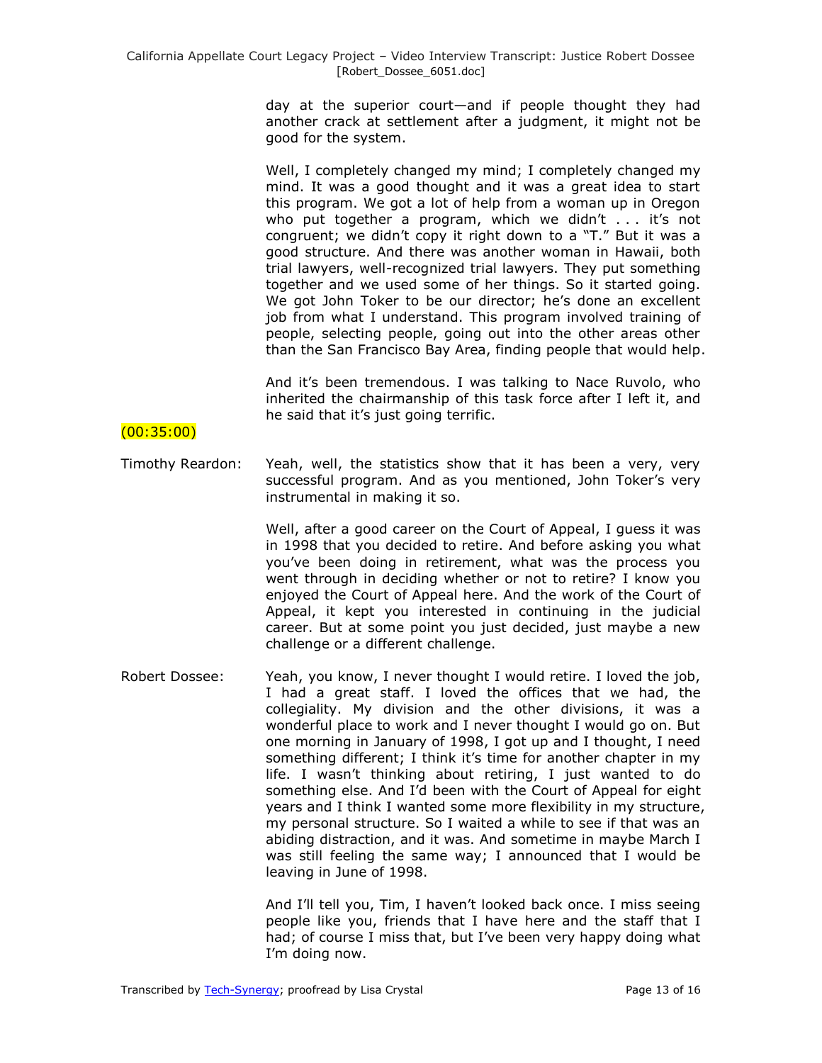day at the superior court—and if people thought they had another crack at settlement after a judgment, it might not be good for the system.

Well, I completely changed my mind; I completely changed my mind. It was a good thought and it was a great idea to start this program. We got a lot of help from a woman up in Oregon who put together a program, which we didn't . . . it's not congruent; we didn't copy it right down to a "T." But it was a good structure. And there was another woman in Hawaii, both trial lawyers, well-recognized trial lawyers. They put something together and we used some of her things. So it started going. We got John Toker to be our director; he's done an excellent job from what I understand. This program involved training of people, selecting people, going out into the other areas other than the San Francisco Bay Area, finding people that would help.

And it's been tremendous. I was talking to Nace Ruvolo, who inherited the chairmanship of this task force after I left it, and he said that it's just going terrific.

(00:35:00)

Timothy Reardon: Yeah, well, the statistics show that it has been a very, very successful program. And as you mentioned, John Toker's very instrumental in making it so.

Well, after a good career on the Court of Appeal, I guess it was in 1998 that you decided to retire. And before asking you what you've been doing in retirement, what was the process you went through in deciding whether or not to retire? I know you enjoyed the Court of Appeal here. And the work of the Court of Appeal, it kept you interested in continuing in the judicial career. But at some point you just decided, just maybe a new challenge or a different challenge.

Robert Dossee: Yeah, you know, I never thought I would retire. I loved the job, I had a great staff. I loved the offices that we had, the collegiality. My division and the other divisions, it was a wonderful place to work and I never thought I would go on. But one morning in January of 1998, I got up and I thought, I need something different; I think it's time for another chapter in my life. I wasn't thinking about retiring, I just wanted to do something else. And I'd been with the Court of Appeal for eight years and I think I wanted some more flexibility in my structure, my personal structure. So I waited a while to see if that was an abiding distraction, and it was. And sometime in maybe March I was still feeling the same way; I announced that I would be leaving in June of 1998.

And I'll tell you, Tim, I haven't looked back once. I miss seeing people like you, friends that I have here and the staff that I had; of course I miss that, but I've been very happy doing what I'm doing now.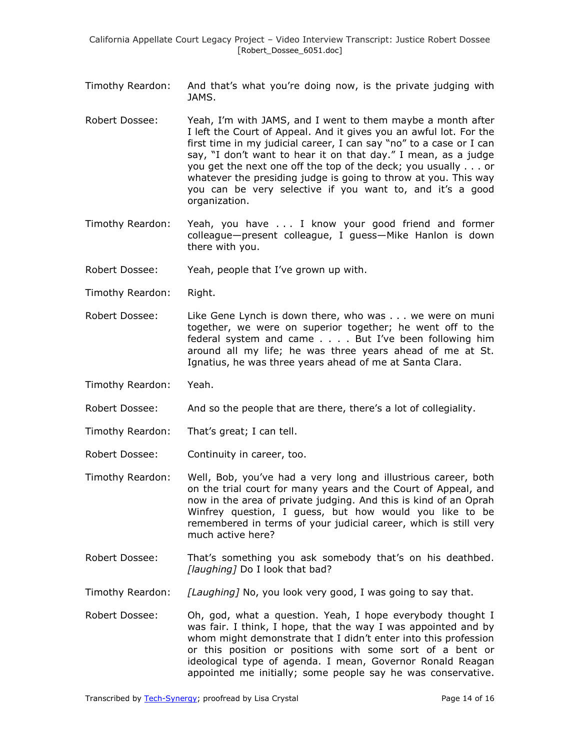Timothy Reardon: And that's what you're doing now, is the private judging with JAMS.

Robert Dossee: Yeah, I'm with JAMS, and I went to them maybe a month after I left the Court of Appeal. And it gives you an awful lot. For the first time in my judicial career, I can say "no" to a case or I can say, "I don't want to hear it on that day." I mean, as a judge you get the next one off the top of the deck; you usually . . . or whatever the presiding judge is going to throw at you. This way you can be very selective if you want to, and it's a good organization.

Timothy Reardon: Yeah, you have . . . I know your good friend and former colleague—present colleague, I guess—Mike Hanlon is down there with you.

Robert Dossee: Yeah, people that I've grown up with.

Timothy Reardon: Right.

Robert Dossee: Like Gene Lynch is down there, who was . . . we were on muni together, we were on superior together; he went off to the federal system and came . . . . But I've been following him around all my life; he was three years ahead of me at St. Ignatius, he was three years ahead of me at Santa Clara.

Timothy Reardon: Yeah.

Robert Dossee: And so the people that are there, there's a lot of collegiality.

Timothy Reardon: That's great; I can tell.

Robert Dossee: Continuity in career, too.

Timothy Reardon: Well, Bob, you've had a very long and illustrious career, both on the trial court for many years and the Court of Appeal, and now in the area of private judging. And this is kind of an Oprah Winfrey question, I guess, but how would you like to be remembered in terms of your judicial career, which is still very much active here?

Robert Dossee: That's something you ask somebody that's on his deathbed. *[laughing]* Do I look that bad?

Timothy Reardon: *[Laughing]* No, you look very good, I was going to say that.

Robert Dossee: Oh, god, what a question. Yeah, I hope everybody thought I was fair. I think, I hope, that the way I was appointed and by whom might demonstrate that I didn't enter into this profession or this position or positions with some sort of a bent or ideological type of agenda. I mean, Governor Ronald Reagan appointed me initially; some people say he was conservative.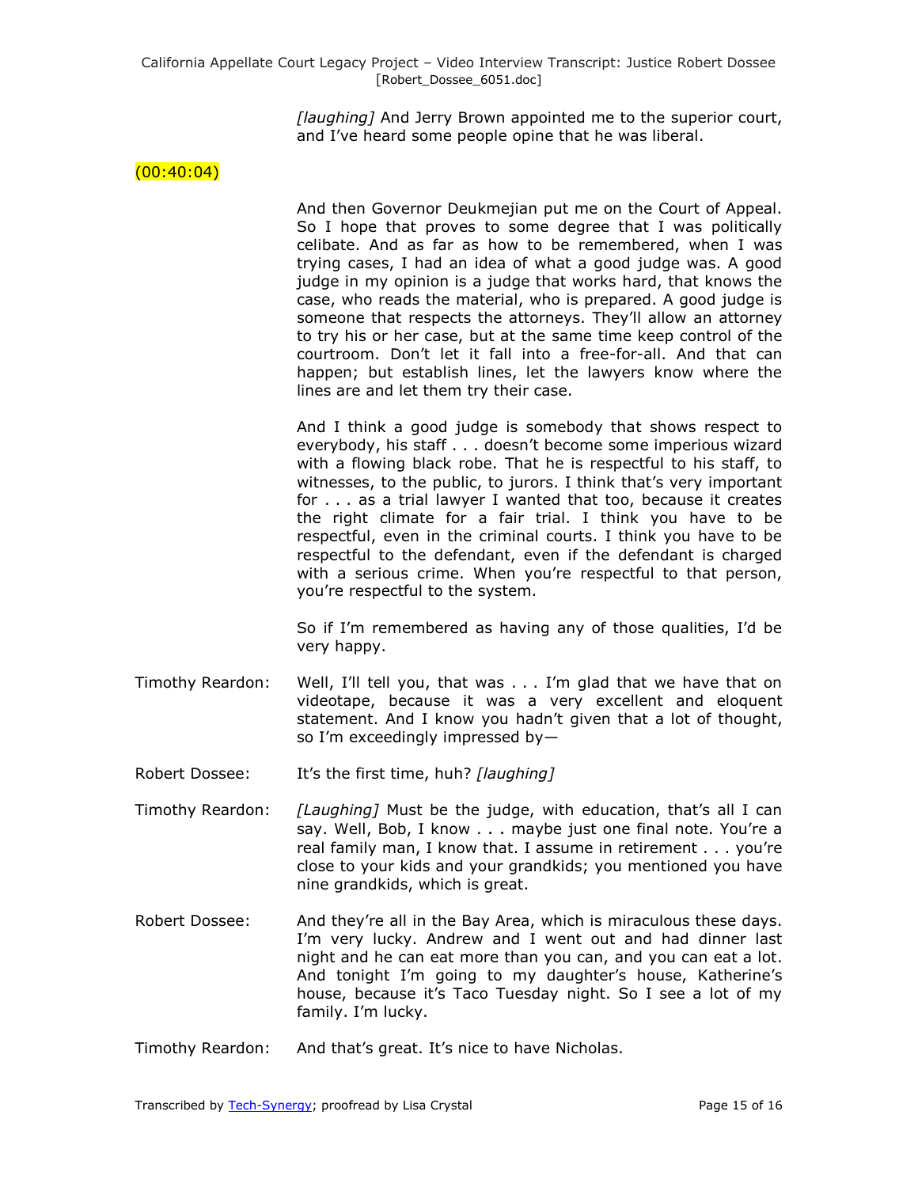*[laughing]* And Jerry Brown appointed me to the superior court, and I've heard some people opine that he was liberal.

(00:40:04)

And then Governor Deukmejian put me on the Court of Appeal. So I hope that proves to some degree that I was politically celibate. And as far as how to be remembered, when I was trying cases, I had an idea of what a good judge was. A good judge in my opinion is a judge that works hard, that knows the case, who reads the material, who is prepared. A good judge is someone that respects the attorneys. They'll allow an attorney to try his or her case, but at the same time keep control of the courtroom. Don't let it fall into a free-for-all. And that can happen; but establish lines, let the lawyers know where the lines are and let them try their case.

And I think a good judge is somebody that shows respect to everybody, his staff . . . doesn't become some imperious wizard with a flowing black robe. That he is respectful to his staff, to witnesses, to the public, to jurors. I think that's very important for . . . as a trial lawyer I wanted that too, because it creates the right climate for a fair trial. I think you have to be respectful, even in the criminal courts. I think you have to be respectful to the defendant, even if the defendant is charged with a serious crime. When you're respectful to that person, you're respectful to the system.

So if I'm remembered as having any of those qualities, I'd be very happy.

Timothy Reardon: Well, I'll tell you, that was . . . I'm glad that we have that on videotape, because it was a very excellent and eloquent statement. And I know you hadn't given that a lot of thought, so I'm exceedingly impressed by—

Robert Dossee: It's the first time, huh? *[laughing]*

Timothy Reardon: *[Laughing]* Must be the judge, with education, that's all I can say. Well, Bob, I know . . . maybe just one final note. You're a real family man, I know that. I assume in retirement . . . you're close to your kids and your grandkids; you mentioned you have nine grandkids, which is great.

Robert Dossee: And they're all in the Bay Area, which is miraculous these days. I'm very lucky. Andrew and I went out and had dinner last night and he can eat more than you can, and you can eat a lot. And tonight I'm going to my daughter's house, Katherine's house, because it's Taco Tuesday night. So I see a lot of my family. I'm lucky.

Timothy Reardon: And that's great. It's nice to have Nicholas.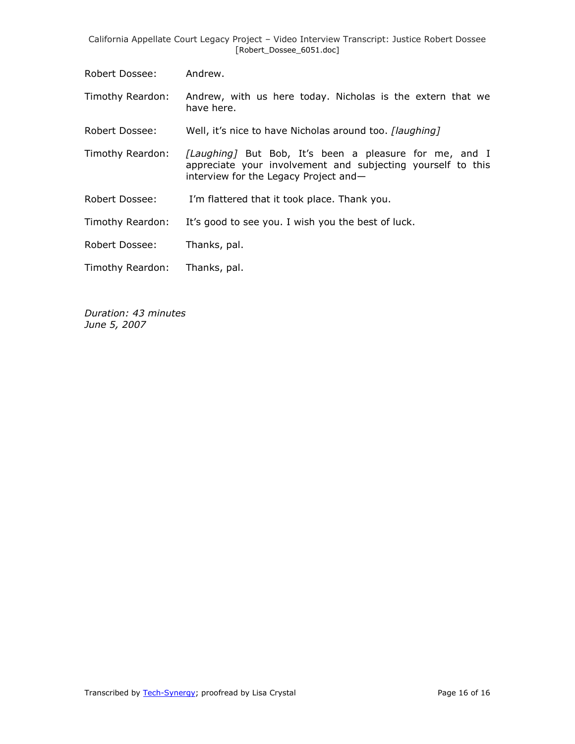Robert Dossee: Andrew.

Timothy Reardon: Andrew, with us here today. Nicholas is the extern that we have here.

Robert Dossee: Well, it's nice to have Nicholas around too. *[laughing]*

Timothy Reardon: *[Laughing]* But Bob, It's been a pleasure for me, and I appreciate your involvement and subjecting yourself to this interview for the Legacy Project and—

Robert Dossee: I'm flattered that it took place. Thank you.

Timothy Reardon: It's good to see you. I wish you the best of luck.

Robert Dossee: Thanks, pal.

Timothy Reardon: Thanks, pal.

*Duration: 43 minutes*
*June 5, 2007*